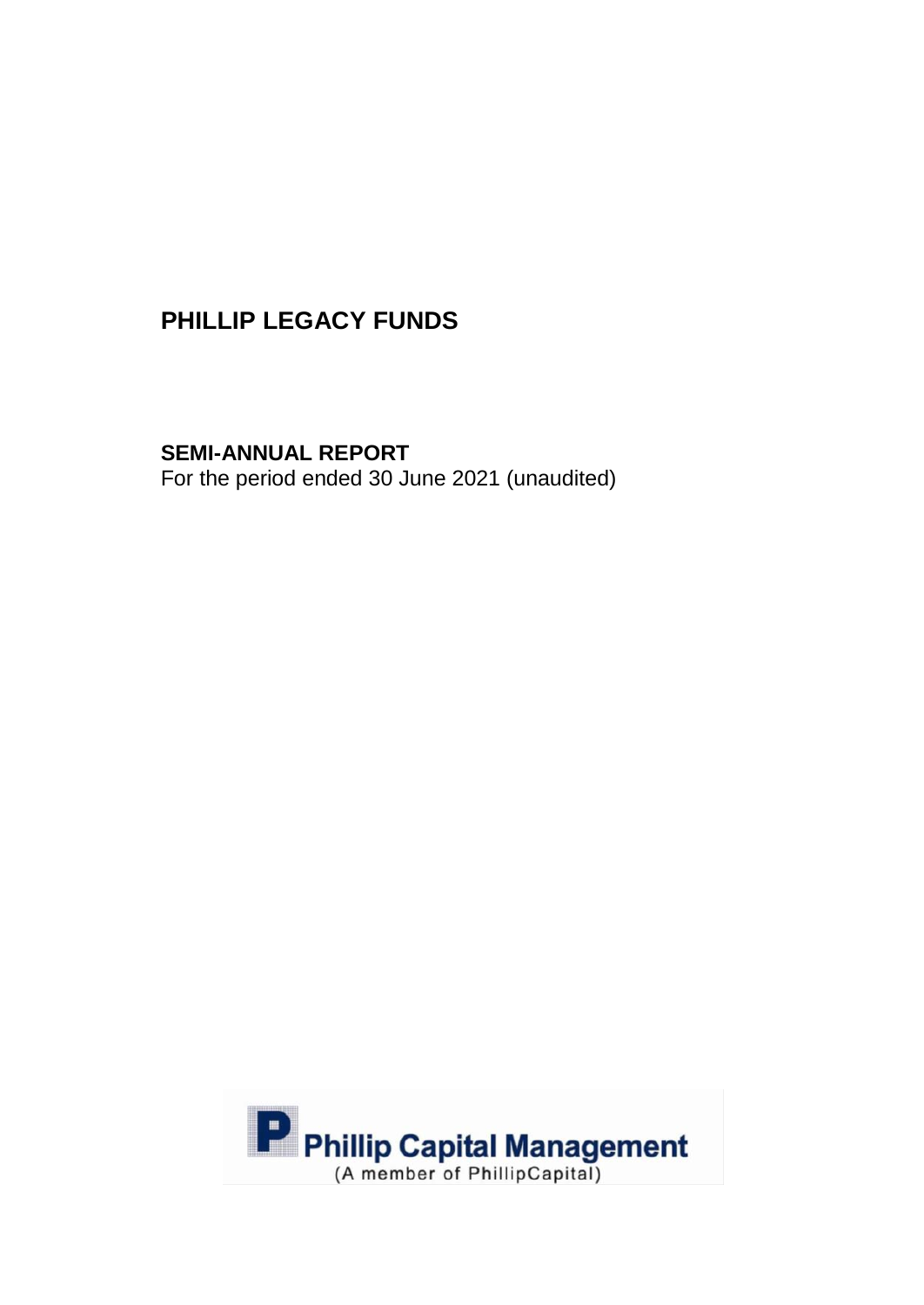# PHILLIP LEGACY FUNDS

**SEMI-ANNUAL REPORT**
For the period ended 30 June 2021 (unaudited)

Phillip Capital Management
(A member of PhillipCapital)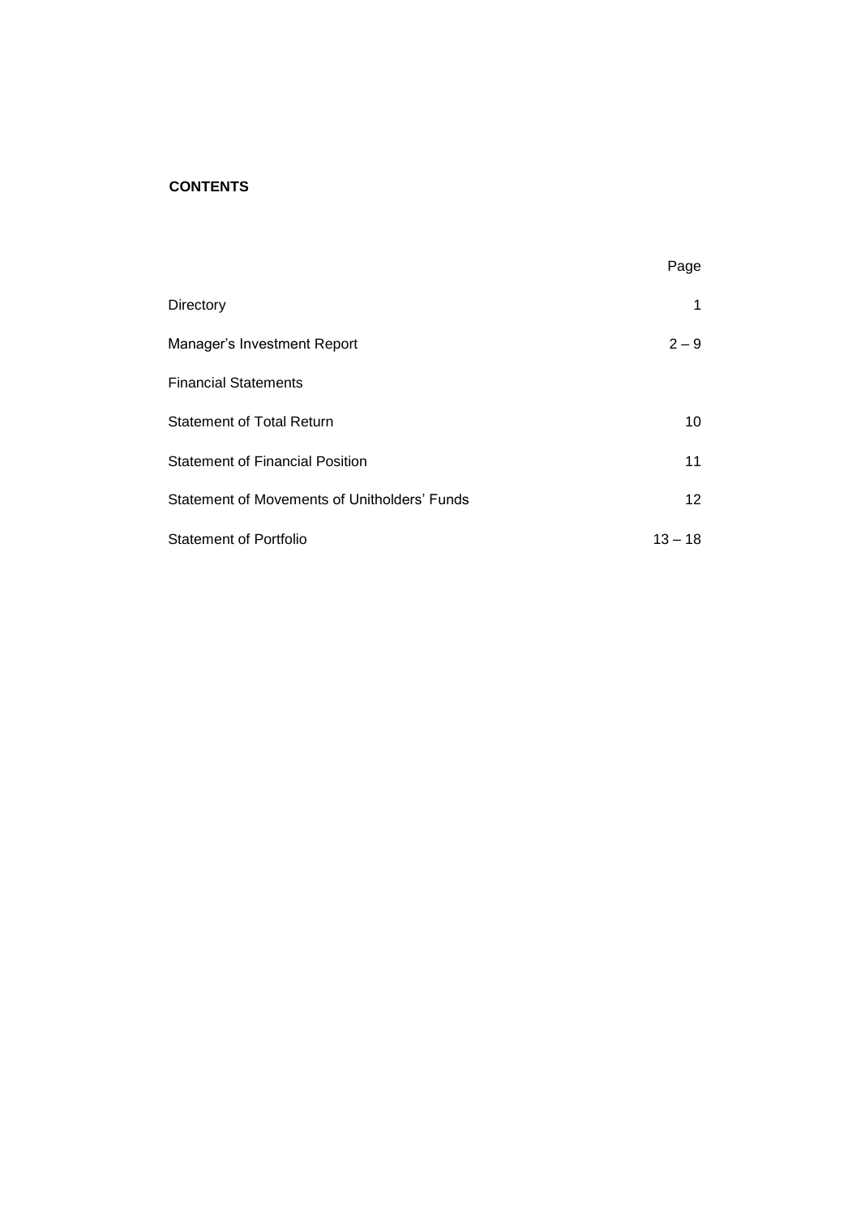**CONTENTS**

| | Page |
|---|---|
| Directory | 1 |
| Manager's Investment Report | 2 – 9 |
| Financial Statements | |
| Statement of Total Return | 10 |
| Statement of Financial Position | 11 |
| Statement of Movements of Unitholders' Funds | 12 |
| Statement of Portfolio | 13 – 18 |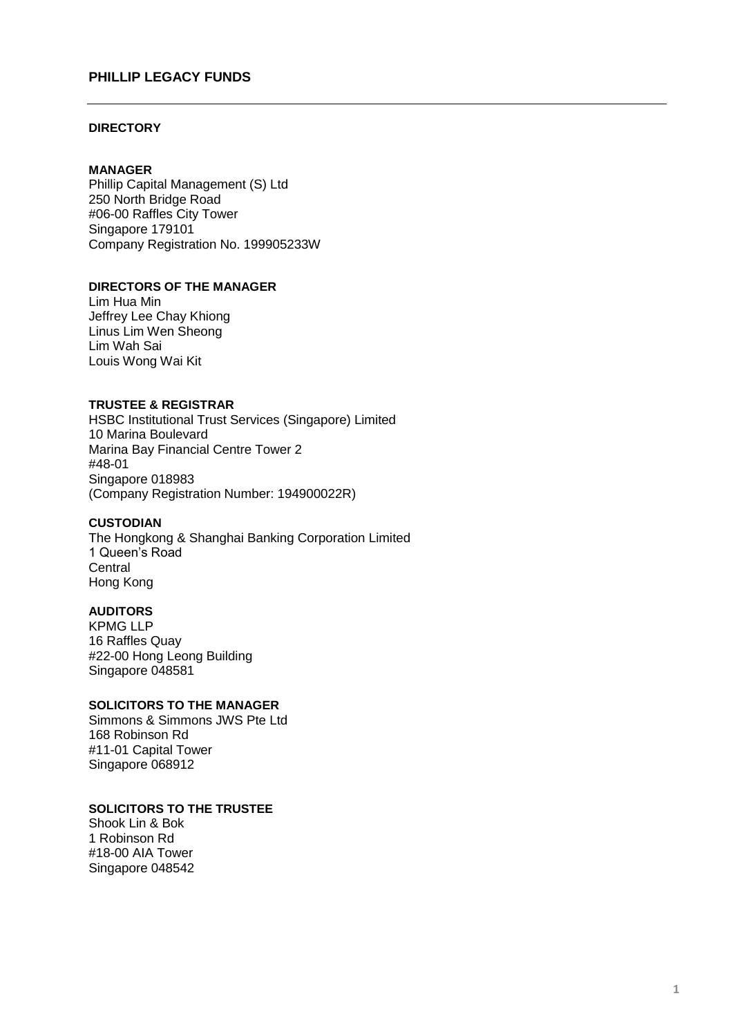# PHILLIP LEGACY FUNDS

## DIRECTORY

**MANAGER**
Phillip Capital Management (S) Ltd
250 North Bridge Road
#06-00 Raffles City Tower
Singapore 179101
Company Registration No. 199905233W

**DIRECTORS OF THE MANAGER**
Lim Hua Min
Jeffrey Lee Chay Khiong
Linus Lim Wen Sheong
Lim Wah Sai
Louis Wong Wai Kit

**TRUSTEE & REGISTRAR**
HSBC Institutional Trust Services (Singapore) Limited
10 Marina Boulevard
Marina Bay Financial Centre Tower 2
#48-01
Singapore 018983
(Company Registration Number: 194900022R)

**CUSTODIAN**
The Hongkong & Shanghai Banking Corporation Limited
1 Queen's Road
Central
Hong Kong

**AUDITORS**
KPMG LLP
16 Raffles Quay
#22-00 Hong Leong Building
Singapore 048581

**SOLICITORS TO THE MANAGER**
Simmons & Simmons JWS Pte Ltd
168 Robinson Rd
#11-01 Capital Tower
Singapore 068912

**SOLICITORS TO THE TRUSTEE**
Shook Lin & Bok
1 Robinson Rd
#18-00 AIA Tower
Singapore 048542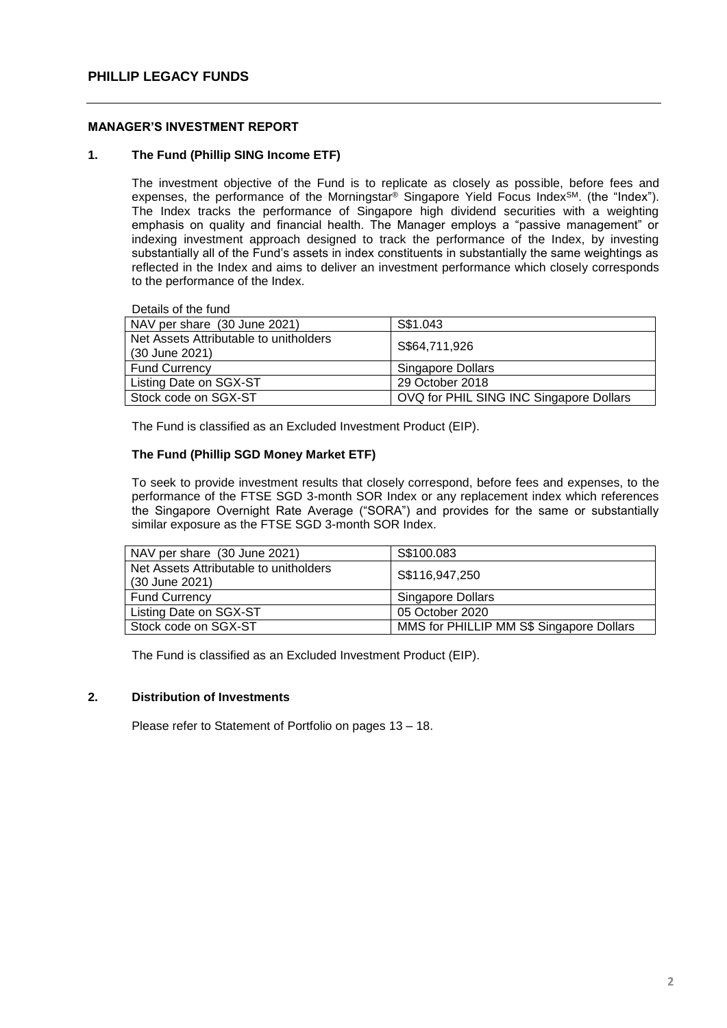## PHILLIP LEGACY FUNDS

### MANAGER'S INVESTMENT REPORT

**1. The Fund (Phillip SING Income ETF)**

The investment objective of the Fund is to replicate as closely as possible, before fees and expenses, the performance of the Morningstar® Singapore Yield Focus Index℠. (the "Index"). The Index tracks the performance of Singapore high dividend securities with a weighting emphasis on quality and financial health. The Manager employs a "passive management" or indexing investment approach designed to track the performance of the Index, by investing substantially all of the Fund's assets in index constituents in substantially the same weightings as reflected in the Index and aims to deliver an investment performance which closely corresponds to the performance of the Index.

Details of the fund

| | |
|---|---|
| NAV per share (30 June 2021) | S$1.043 |
| Net Assets Attributable to unitholders (30 June 2021) | S$64,711,926 |
| Fund Currency | Singapore Dollars |
| Listing Date on SGX-ST | 29 October 2018 |
| Stock code on SGX-ST | OVQ for PHIL SING INC Singapore Dollars |

The Fund is classified as an Excluded Investment Product (EIP).

**The Fund (Phillip SGD Money Market ETF)**

To seek to provide investment results that closely correspond, before fees and expenses, to the performance of the FTSE SGD 3-month SOR Index or any replacement index which references the Singapore Overnight Rate Average ("SORA") and provides for the same or substantially similar exposure as the FTSE SGD 3-month SOR Index.

| | |
|---|---|
| NAV per share (30 June 2021) | S$100.083 |
| Net Assets Attributable to unitholders (30 June 2021) | S$116,947,250 |
| Fund Currency | Singapore Dollars |
| Listing Date on SGX-ST | 05 October 2020 |
| Stock code on SGX-ST | MMS for PHILLIP MM S$ Singapore Dollars |

The Fund is classified as an Excluded Investment Product (EIP).

**2. Distribution of Investments**

Please refer to Statement of Portfolio on pages 13 – 18.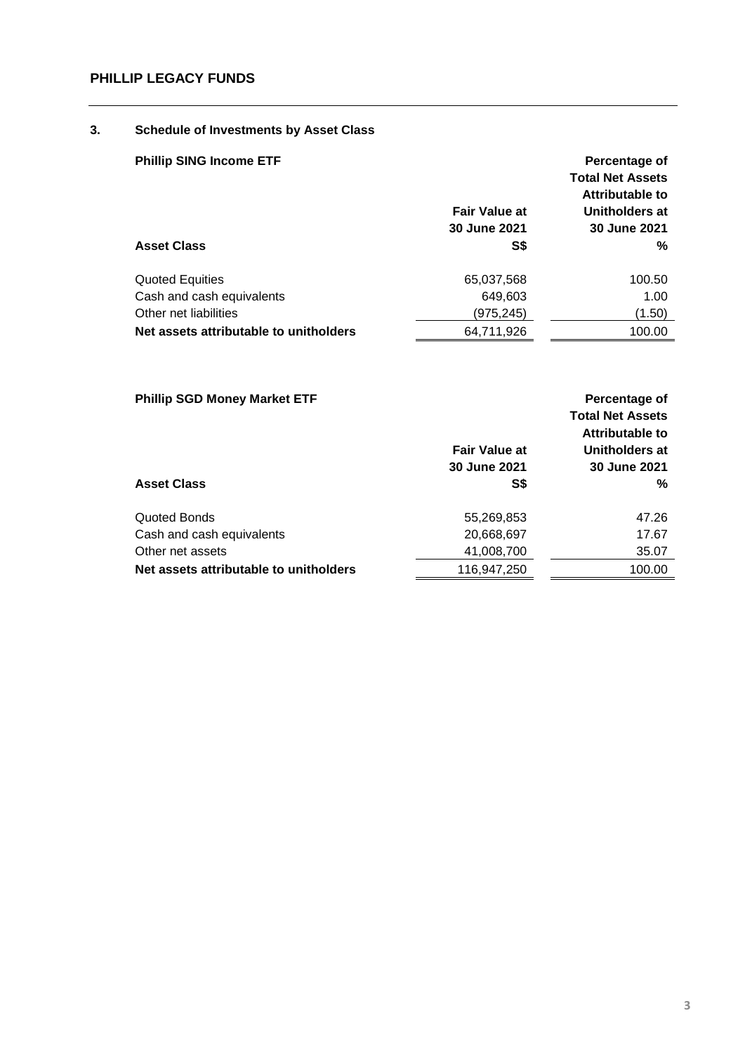## 3. Schedule of Investments by Asset Class

**Phillip SING Income ETF**

| **Asset Class** | **Fair Value at 30 June 2021 S$** | **Percentage of Total Net Assets Attributable to Unitholders at 30 June 2021 %** |
|---|---|---|
| Quoted Equities | 65,037,568 | 100.50 |
| Cash and cash equivalents | 649,603 | 1.00 |
| Other net liabilities | (975,245) | (1.50) |
| **Net assets attributable to unitholders** | 64,711,926 | 100.00 |

**Phillip SGD Money Market ETF**

| **Asset Class** | **Fair Value at 30 June 2021 S$** | **Percentage of Total Net Assets Attributable to Unitholders at 30 June 2021 %** |
|---|---|---|
| Quoted Bonds | 55,269,853 | 47.26 |
| Cash and cash equivalents | 20,668,697 | 17.67 |
| Other net assets | 41,008,700 | 35.07 |
| **Net assets attributable to unitholders** | 116,947,250 | 100.00 |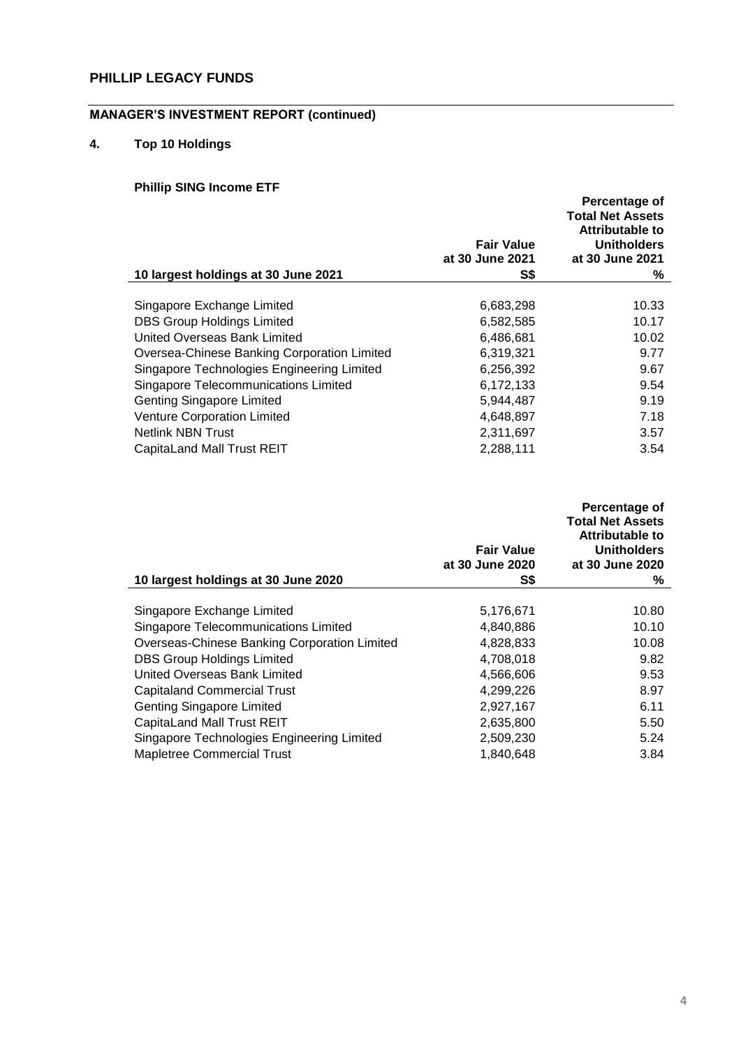## MANAGER'S INVESTMENT REPORT (continued)

### 4. Top 10 Holdings

**Phillip SING Income ETF**

| 10 largest holdings at 30 June 2021 | Fair Value at 30 June 2021 S$ | Percentage of Total Net Assets Attributable to Unitholders at 30 June 2021 % |
|---|---|---|
| Singapore Exchange Limited | 6,683,298 | 10.33 |
| DBS Group Holdings Limited | 6,582,585 | 10.17 |
| United Overseas Bank Limited | 6,486,681 | 10.02 |
| Oversea-Chinese Banking Corporation Limited | 6,319,321 | 9.77 |
| Singapore Technologies Engineering Limited | 6,256,392 | 9.67 |
| Singapore Telecommunications Limited | 6,172,133 | 9.54 |
| Genting Singapore Limited | 5,944,487 | 9.19 |
| Venture Corporation Limited | 4,648,897 | 7.18 |
| Netlink NBN Trust | 2,311,697 | 3.57 |
| CapitaLand Mall Trust REIT | 2,288,111 | 3.54 |

| 10 largest holdings at 30 June 2020 | Fair Value at 30 June 2020 S$ | Percentage of Total Net Assets Attributable to Unitholders at 30 June 2020 % |
|---|---|---|
| Singapore Exchange Limited | 5,176,671 | 10.80 |
| Singapore Telecommunications Limited | 4,840,886 | 10.10 |
| Overseas-Chinese Banking Corporation Limited | 4,828,833 | 10.08 |
| DBS Group Holdings Limited | 4,708,018 | 9.82 |
| United Overseas Bank Limited | 4,566,606 | 9.53 |
| Capitaland Commercial Trust | 4,299,226 | 8.97 |
| Genting Singapore Limited | 2,927,167 | 6.11 |
| CapitaLand Mall Trust REIT | 2,635,800 | 5.50 |
| Singapore Technologies Engineering Limited | 2,509,230 | 5.24 |
| Mapletree Commercial Trust | 1,840,648 | 3.84 |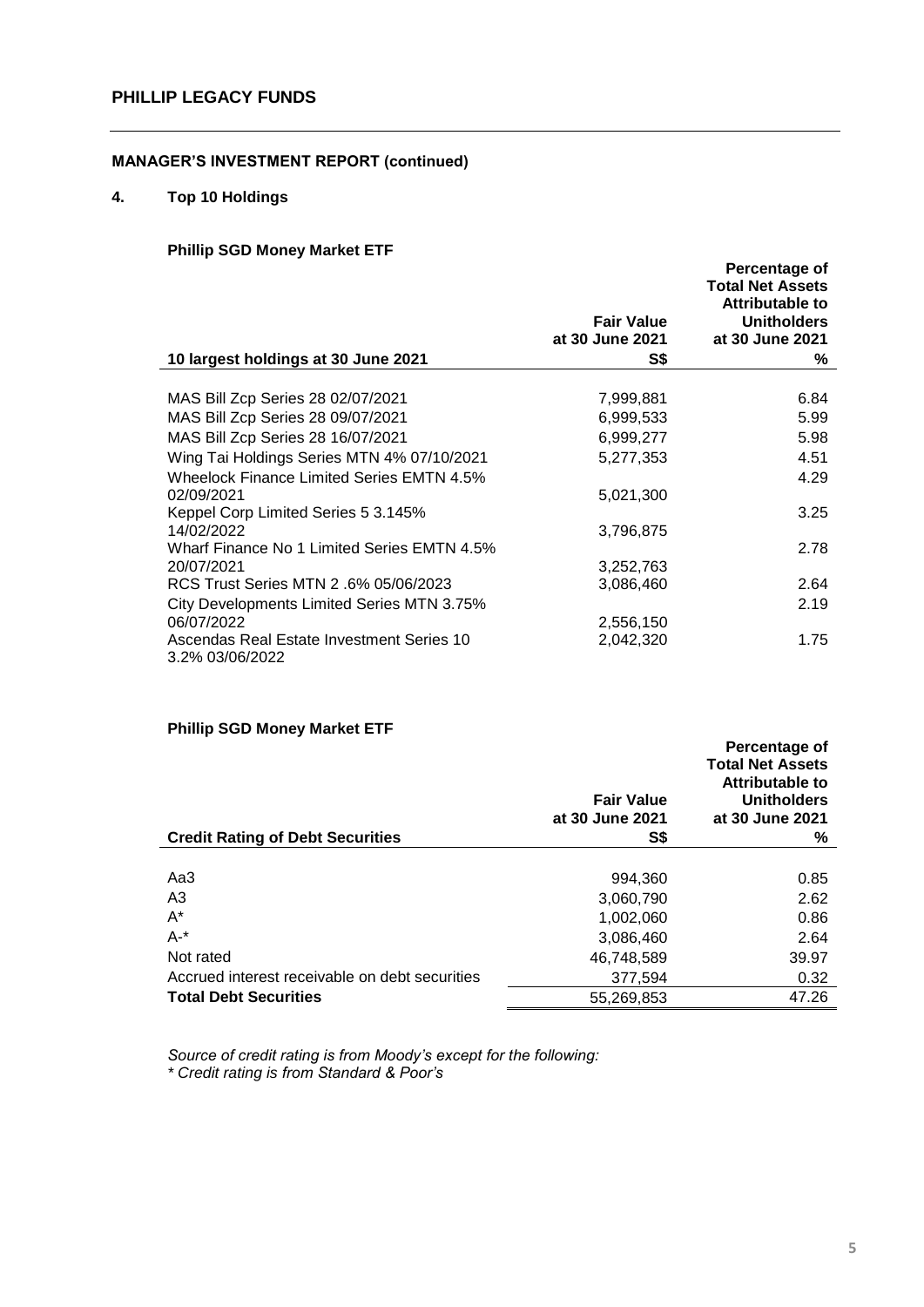## PHILLIP LEGACY FUNDS

### MANAGER'S INVESTMENT REPORT (continued)

### 4. Top 10 Holdings

**Phillip SGD Money Market ETF**

| 10 largest holdings at 30 June 2021 | Fair Value at 30 June 2021 S$ | Percentage of Total Net Assets Attributable to Unitholders at 30 June 2021 % |
|---|---|---|
| MAS Bill Zcp Series 28 02/07/2021 | 7,999,881 | 6.84 |
| MAS Bill Zcp Series 28 09/07/2021 | 6,999,533 | 5.99 |
| MAS Bill Zcp Series 28 16/07/2021 | 6,999,277 | 5.98 |
| Wing Tai Holdings Series MTN 4% 07/10/2021 | 5,277,353 | 4.51 |
| Wheelock Finance Limited Series EMTN 4.5% 02/09/2021 | 5,021,300 | 4.29 |
| Keppel Corp Limited Series 5 3.145% 14/02/2022 | 3,796,875 | 3.25 |
| Wharf Finance No 1 Limited Series EMTN 4.5% 20/07/2021 | 3,252,763 | 2.78 |
| RCS Trust Series MTN 2 .6% 05/06/2023 | 3,086,460 | 2.64 |
| City Developments Limited Series MTN 3.75% 06/07/2022 | 2,556,150 | 2.19 |
| Ascendas Real Estate Investment Series 10 3.2% 03/06/2022 | 2,042,320 | 1.75 |

**Phillip SGD Money Market ETF**

| Credit Rating of Debt Securities | Fair Value at 30 June 2021 S$ | Percentage of Total Net Assets Attributable to Unitholders at 30 June 2021 % |
|---|---|---|
| Aa3 | 994,360 | 0.85 |
| A3 | 3,060,790 | 2.62 |
| A* | 1,002,060 | 0.86 |
| A-* | 3,086,460 | 2.64 |
| Not rated | 46,748,589 | 39.97 |
| Accrued interest receivable on debt securities | 377,594 | 0.32 |
| **Total Debt Securities** | 55,269,853 | 47.26 |

*Source of credit rating is from Moody's except for the following:*
*\* Credit rating is from Standard & Poor's*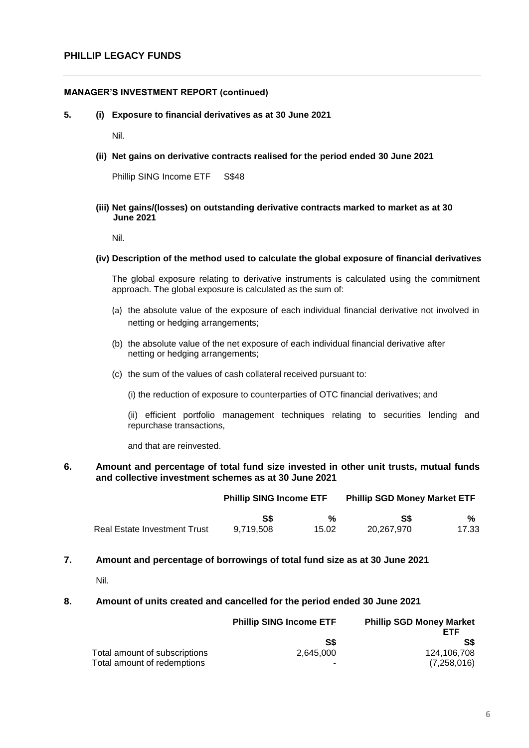## MANAGER'S INVESTMENT REPORT (continued)

**5. (i) Exposure to financial derivatives as at 30 June 2021**

Nil.

**(ii) Net gains on derivative contracts realised for the period ended 30 June 2021**

Phillip SING Income ETF S$48

**(iii) Net gains/(losses) on outstanding derivative contracts marked to market as at 30 June 2021**

Nil.

**(iv) Description of the method used to calculate the global exposure of financial derivatives**

The global exposure relating to derivative instruments is calculated using the commitment approach. The global exposure is calculated as the sum of:

(a) the absolute value of the exposure of each individual financial derivative not involved in netting or hedging arrangements;

(b) the absolute value of the net exposure of each individual financial derivative after netting or hedging arrangements;

(c) the sum of the values of cash collateral received pursuant to:

(i) the reduction of exposure to counterparties of OTC financial derivatives; and

(ii) efficient portfolio management techniques relating to securities lending and repurchase transactions,

and that are reinvested.

**6. Amount and percentage of total fund size invested in other unit trusts, mutual funds and collective investment schemes as at 30 June 2021**

| | Phillip SING Income ETF | | Phillip SGD Money Market ETF | |
|---|---|---|---|---|
| | S$ | % | S$ | % |
| Real Estate Investment Trust | 9,719,508 | 15.02 | 20,267,970 | 17.33 |

**7. Amount and percentage of borrowings of total fund size as at 30 June 2021**

Nil.

**8. Amount of units created and cancelled for the period ended 30 June 2021**

| | Phillip SING Income ETF | Phillip SGD Money Market ETF |
|---|---|---|
| | S$ | S$ |
| Total amount of subscriptions | 2,645,000 | 124,106,708 |
| Total amount of redemptions | - | (7,258,016) |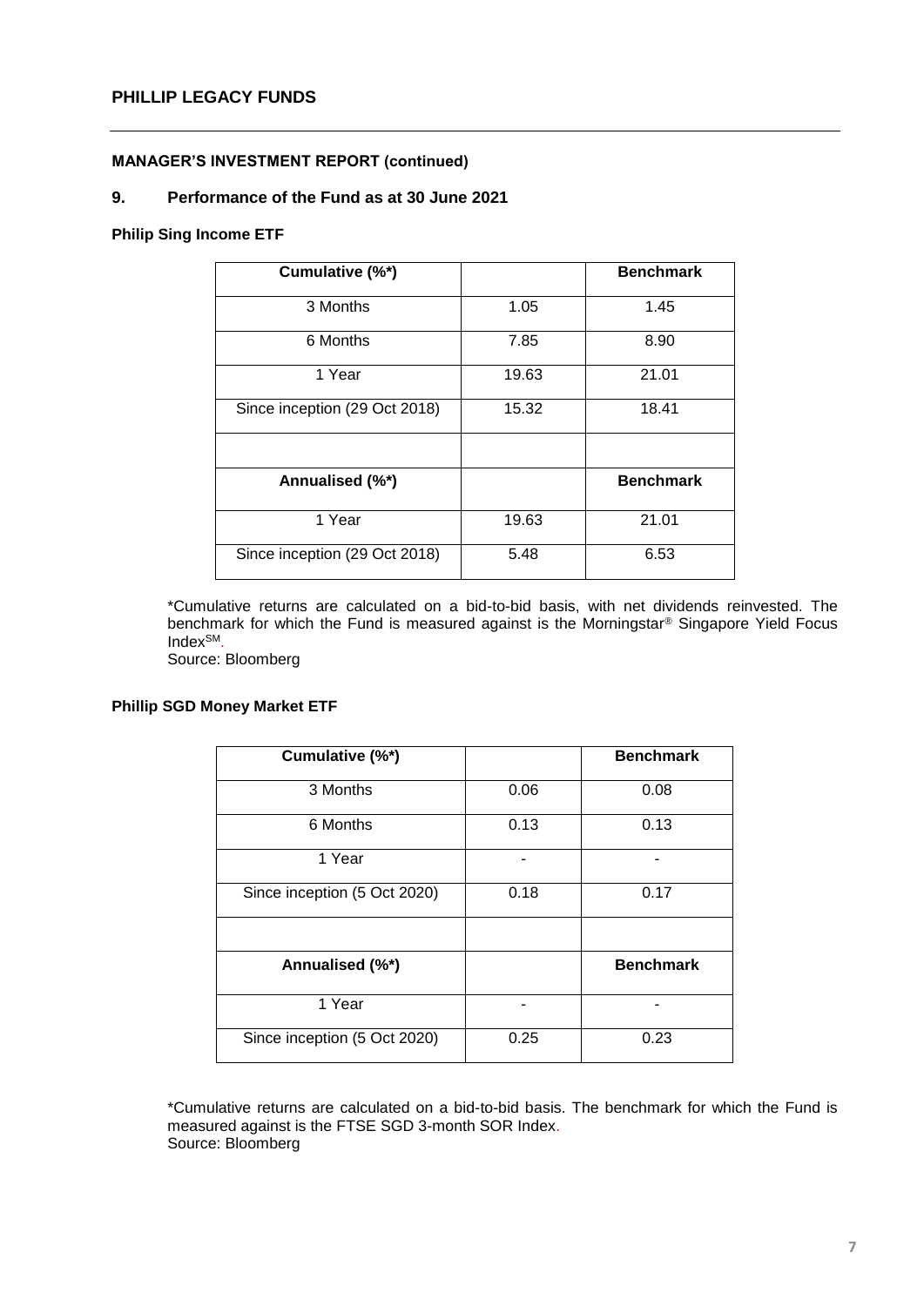**MANAGER'S INVESTMENT REPORT (continued)**

## 9. Performance of the Fund as at 30 June 2021

**Philip Sing Income ETF**

| Cumulative (%*) | | Benchmark |
|---|---|---|
| 3 Months | 1.05 | 1.45 |
| 6 Months | 7.85 | 8.90 |
| 1 Year | 19.63 | 21.01 |
| Since inception (29 Oct 2018) | 15.32 | 18.41 |
| | | |
| **Annualised (%*)** | | **Benchmark** |
| 1 Year | 19.63 | 21.01 |
| Since inception (29 Oct 2018) | 5.48 | 6.53 |

*Cumulative returns are calculated on a bid-to-bid basis, with net dividends reinvested. The benchmark for which the Fund is measured against is the Morningstar® Singapore Yield Focus Index℠.
Source: Bloomberg

**Phillip SGD Money Market ETF**

| Cumulative (%*) | | Benchmark |
|---|---|---|
| 3 Months | 0.06 | 0.08 |
| 6 Months | 0.13 | 0.13 |
| 1 Year | - | - |
| Since inception (5 Oct 2020) | 0.18 | 0.17 |
| | | |
| **Annualised (%*)** | | **Benchmark** |
| 1 Year | - | - |
| Since inception (5 Oct 2020) | 0.25 | 0.23 |

*Cumulative returns are calculated on a bid-to-bid basis. The benchmark for which the Fund is measured against is the FTSE SGD 3-month SOR Index.
Source: Bloomberg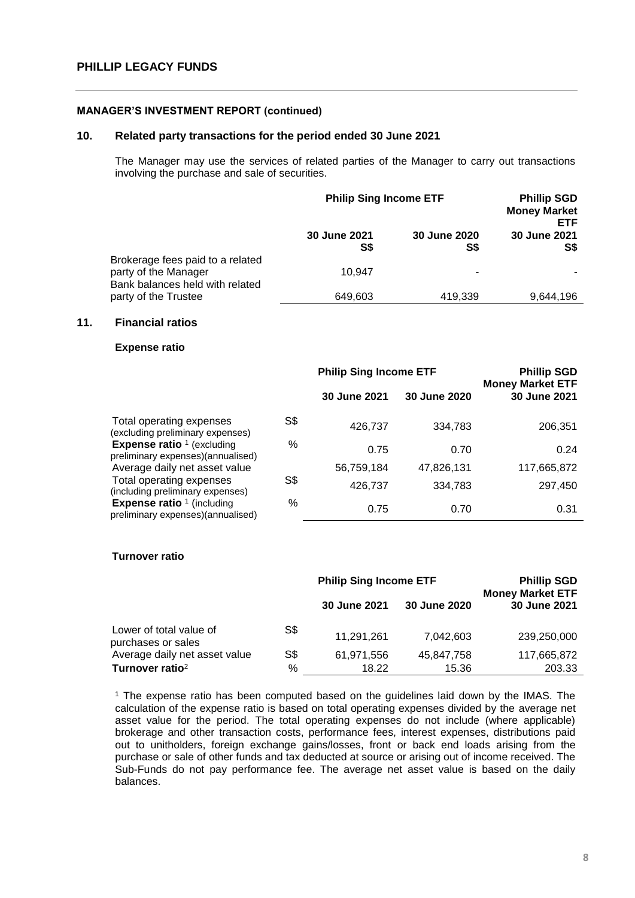# PHILLIP LEGACY FUNDS

## MANAGER'S INVESTMENT REPORT (continued)

### 10. Related party transactions for the period ended 30 June 2021

The Manager may use the services of related parties of the Manager to carry out transactions involving the purchase and sale of securities.

| | Philip Sing Income ETF | | Phillip SGD Money Market ETF |
|---|---|---|---|
| | 30 June 2021 S$ | 30 June 2020 S$ | 30 June 2021 S$ |
| Brokerage fees paid to a related party of the Manager | 10,947 | - | - |
| Bank balances held with related party of the Trustee | 649,603 | 419,339 | 9,644,196 |

### 11. Financial ratios

**Expense ratio**

| | | Philip Sing Income ETF | | Phillip SGD Money Market ETF |
|---|---|---|---|---|
| | | 30 June 2021 | 30 June 2020 | 30 June 2021 |
| Total operating expenses (excluding preliminary expenses) | S$ | 426,737 | 334,783 | 206,351 |
| **Expense ratio** [1] (excluding preliminary expenses)(annualised) | % | 0.75 | 0.70 | 0.24 |
| Average daily net asset value | | 56,759,184 | 47,826,131 | 117,665,872 |
| Total operating expenses (including preliminary expenses) | S$ | 426,737 | 334,783 | 297,450 |
| **Expense ratio** [1] (including preliminary expenses)(annualised) | % | 0.75 | 0.70 | 0.31 |

**Turnover ratio**

| | | Philip Sing Income ETF | | Phillip SGD Money Market ETF |
|---|---|---|---|---|
| | | 30 June 2021 | 30 June 2020 | 30 June 2021 |
| Lower of total value of purchases or sales | S$ | 11,291,261 | 7,042,603 | 239,250,000 |
| Average daily net asset value | S$ | 61,971,556 | 45,847,758 | 117,665,872 |
| **Turnover ratio**[2] | % | 18.22 | 15.36 | 203.33 |

[1] The expense ratio has been computed based on the guidelines laid down by the IMAS. The calculation of the expense ratio is based on total operating expenses divided by the average net asset value for the period. The total operating expenses do not include (where applicable) brokerage and other transaction costs, performance fees, interest expenses, distributions paid out to unitholders, foreign exchange gains/losses, front or back end loads arising from the purchase or sale of other funds and tax deducted at source or arising out of income received. The Sub-Funds do not pay performance fee. The average net asset value is based on the daily balances.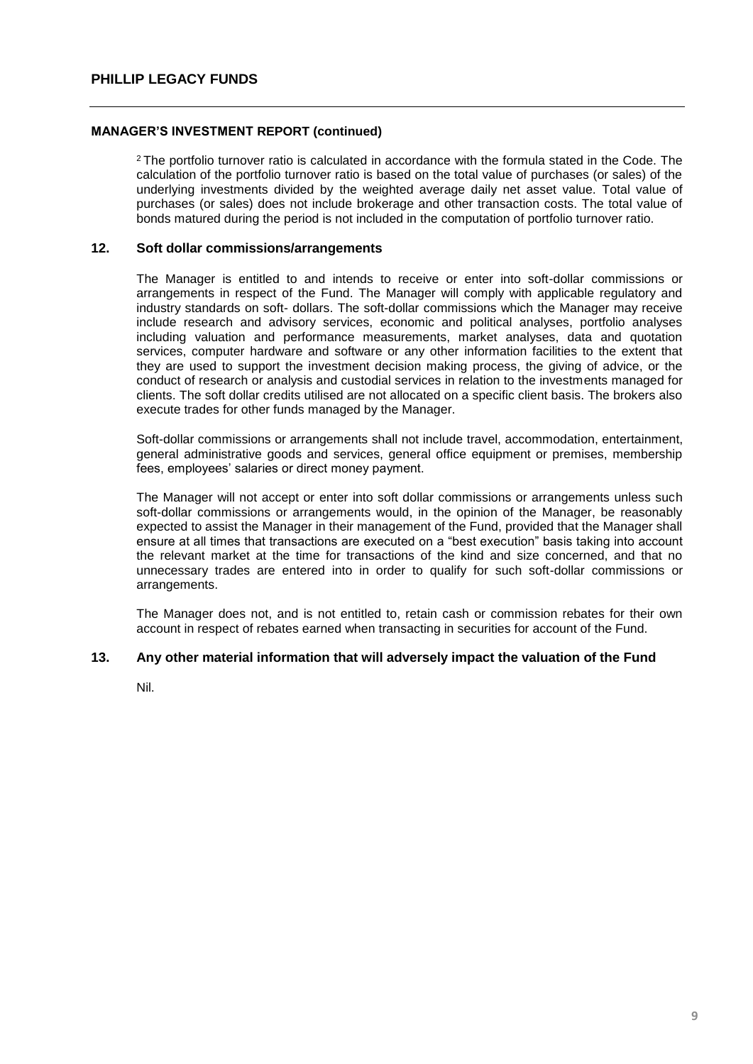## MANAGER'S INVESTMENT REPORT (continued)

[2] The portfolio turnover ratio is calculated in accordance with the formula stated in the Code. The calculation of the portfolio turnover ratio is based on the total value of purchases (or sales) of the underlying investments divided by the weighted average daily net asset value. Total value of purchases (or sales) does not include brokerage and other transaction costs. The total value of bonds matured during the period is not included in the computation of portfolio turnover ratio.

### 12. Soft dollar commissions/arrangements

The Manager is entitled to and intends to receive or enter into soft-dollar commissions or arrangements in respect of the Fund. The Manager will comply with applicable regulatory and industry standards on soft- dollars. The soft-dollar commissions which the Manager may receive include research and advisory services, economic and political analyses, portfolio analyses including valuation and performance measurements, market analyses, data and quotation services, computer hardware and software or any other information facilities to the extent that they are used to support the investment decision making process, the giving of advice, or the conduct of research or analysis and custodial services in relation to the investments managed for clients. The soft dollar credits utilised are not allocated on a specific client basis. The brokers also execute trades for other funds managed by the Manager.

Soft-dollar commissions or arrangements shall not include travel, accommodation, entertainment, general administrative goods and services, general office equipment or premises, membership fees, employees' salaries or direct money payment.

The Manager will not accept or enter into soft dollar commissions or arrangements unless such soft-dollar commissions or arrangements would, in the opinion of the Manager, be reasonably expected to assist the Manager in their management of the Fund, provided that the Manager shall ensure at all times that transactions are executed on a "best execution" basis taking into account the relevant market at the time for transactions of the kind and size concerned, and that no unnecessary trades are entered into in order to qualify for such soft-dollar commissions or arrangements.

The Manager does not, and is not entitled to, retain cash or commission rebates for their own account in respect of rebates earned when transacting in securities for account of the Fund.

### 13. Any other material information that will adversely impact the valuation of the Fund

Nil.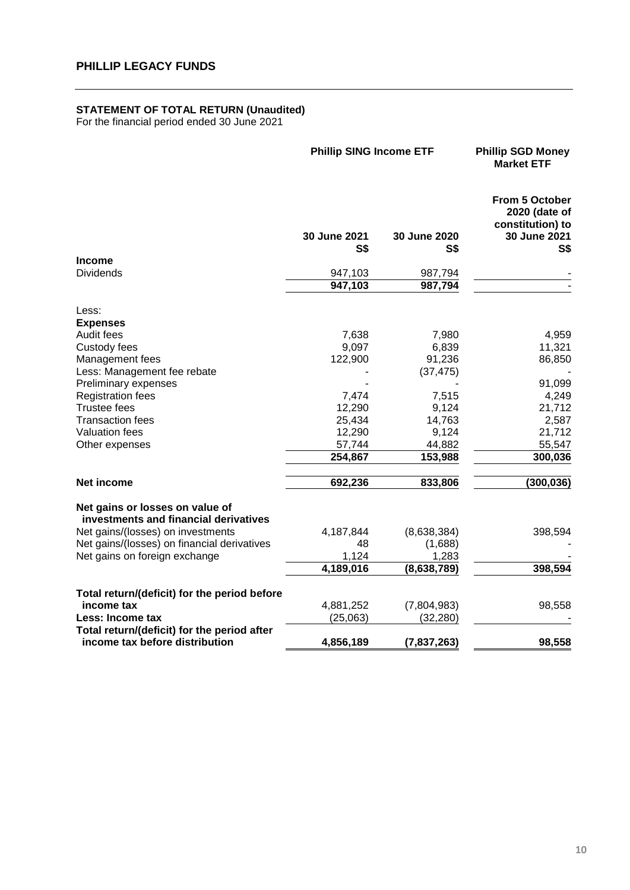## PHILLIP LEGACY FUNDS

### STATEMENT OF TOTAL RETURN (Unaudited)

For the financial period ended 30 June 2021

| | Phillip SING Income ETF | | Phillip SGD Money Market ETF |
|---|---|---|---|
| | 30 June 2021 S$ | 30 June 2020 S$ | From 5 October 2020 (date of constitution) to 30 June 2021 S$ |
| **Income** | | | |
| Dividends | 947,103 | 987,794 | - |
| | **947,103** | **987,794** | - |
| Less: | | | |
| **Expenses** | | | |
| Audit fees | 7,638 | 7,980 | 4,959 |
| Custody fees | 9,097 | 6,839 | 11,321 |
| Management fees | 122,900 | 91,236 | 86,850 |
| Less: Management fee rebate | - | (37,475) | - |
| Preliminary expenses | - | - | 91,099 |
| Registration fees | 7,474 | 7,515 | 4,249 |
| Trustee fees | 12,290 | 9,124 | 21,712 |
| Transaction fees | 25,434 | 14,763 | 2,587 |
| Valuation fees | 12,290 | 9,124 | 21,712 |
| Other expenses | 57,744 | 44,882 | 55,547 |
| | **254,867** | **153,988** | **300,036** |
| **Net income** | **692,236** | **833,806** | **(300,036)** |
| **Net gains or losses on value of investments and financial derivatives** | | | |
| Net gains/(losses) on investments | 4,187,844 | (8,638,384) | 398,594 |
| Net gains/(losses) on financial derivatives | 48 | (1,688) | - |
| Net gains on foreign exchange | 1,124 | 1,283 | - |
| | **4,189,016** | **(8,638,789)** | **398,594** |
| **Total return/(deficit) for the period before income tax** | 4,881,252 | (7,804,983) | 98,558 |
| **Less: Income tax** | (25,063) | (32,280) | - |
| **Total return/(deficit) for the period after income tax before distribution** | **4,856,189** | **(7,837,263)** | **98,558** |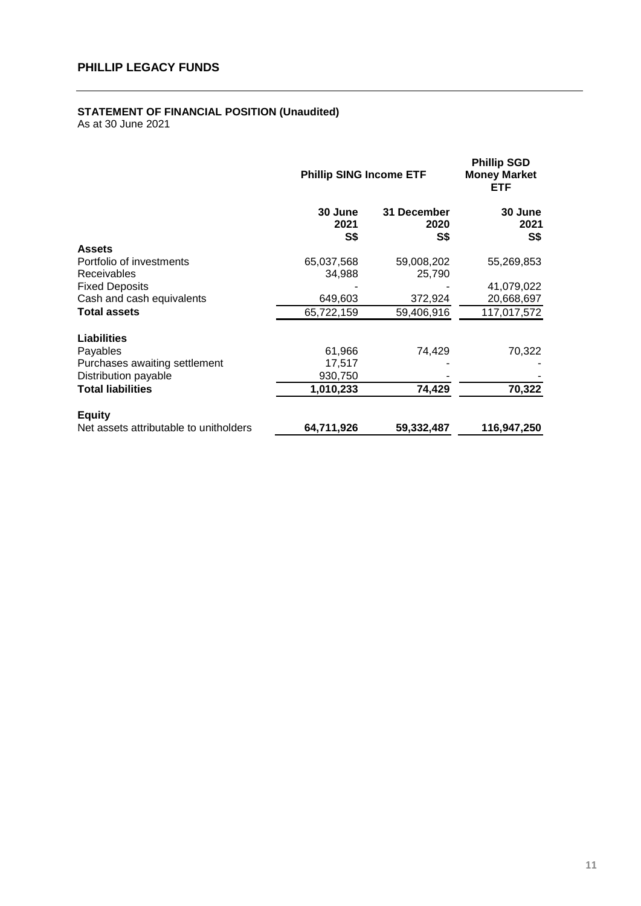## STATEMENT OF FINANCIAL POSITION (Unaudited)

As at 30 June 2021

| | Phillip SING Income ETF | | Phillip SGD Money Market ETF |
|---|---|---|---|
| | 30 June 2021 S$ | 31 December 2020 S$ | 30 June 2021 S$ |
| **Assets** | | | |
| Portfolio of investments | 65,037,568 | 59,008,202 | 55,269,853 |
| Receivables | 34,988 | 25,790 | |
| Fixed Deposits | - | - | 41,079,022 |
| Cash and cash equivalents | 649,603 | 372,924 | 20,668,697 |
| **Total assets** | 65,722,159 | 59,406,916 | 117,017,572 |
| **Liabilities** | | | |
| Payables | 61,966 | 74,429 | 70,322 |
| Purchases awaiting settlement | 17,517 | - | - |
| Distribution payable | 930,750 | - | - |
| **Total liabilities** | **1,010,233** | **74,429** | **70,322** |
| **Equity** | | | |
| Net assets attributable to unitholders | **64,711,926** | **59,332,487** | **116,947,250** |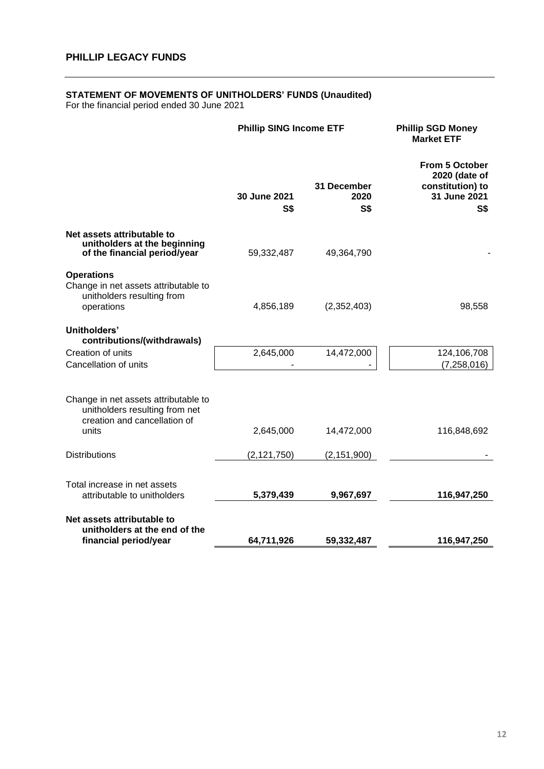## PHILLIP LEGACY FUNDS

### STATEMENT OF MOVEMENTS OF UNITHOLDERS' FUNDS (Unaudited)

For the financial period ended 30 June 2021

| | Phillip SING Income ETF | | Phillip SGD Money Market ETF |
|---|---|---|---|
| | 30 June 2021 S$ | 31 December 2020 S$ | From 5 October 2020 (date of constitution) to 31 June 2021 S$ |
| **Net assets attributable to unitholders at the beginning of the financial period/year** | 59,332,487 | 49,364,790 | - |
| **Operations** | | | |
| Change in net assets attributable to unitholders resulting from operations | 4,856,189 | (2,352,403) | 98,558 |
| **Unitholders' contributions/(withdrawals)** | | | |
| Creation of units | 2,645,000 | 14,472,000 | 124,106,708 |
| Cancellation of units | - | - | (7,258,016) |
| Change in net assets attributable to unitholders resulting from net creation and cancellation of units | 2,645,000 | 14,472,000 | 116,848,692 |
| Distributions | (2,121,750) | (2,151,900) | - |
| Total increase in net assets attributable to unitholders | **5,379,439** | **9,967,697** | **116,947,250** |
| **Net assets attributable to unitholders at the end of the financial period/year** | **64,711,926** | **59,332,487** | **116,947,250** |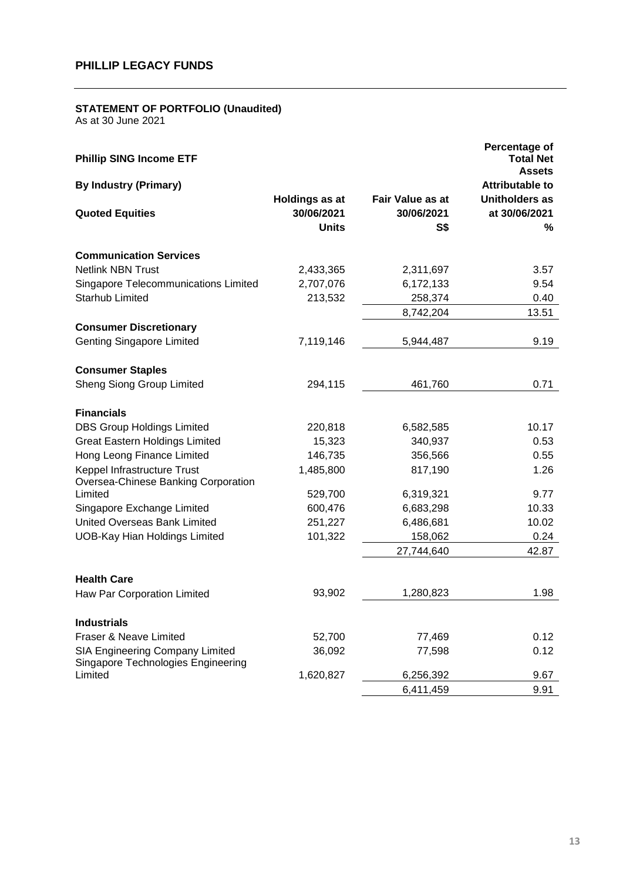**PHILLIP LEGACY FUNDS**

**STATEMENT OF PORTFOLIO (Unaudited)**
As at 30 June 2021

**Phillip SING Income ETF**

**By Industry (Primary)**

| Quoted Equities | Holdings as at 30/06/2021 Units | Fair Value as at 30/06/2021 S$ | Percentage of Total Net Assets Attributable to Unitholders as at 30/06/2021 % |
|---|---|---|---|
| **Communication Services** | | | |
| Netlink NBN Trust | 2,433,365 | 2,311,697 | 3.57 |
| Singapore Telecommunications Limited | 2,707,076 | 6,172,133 | 9.54 |
| Starhub Limited | 213,532 | 258,374 | 0.40 |
| | | 8,742,204 | 13.51 |
| **Consumer Discretionary** | | | |
| Genting Singapore Limited | 7,119,146 | 5,944,487 | 9.19 |
| **Consumer Staples** | | | |
| Sheng Siong Group Limited | 294,115 | 461,760 | 0.71 |
| **Financials** | | | |
| DBS Group Holdings Limited | 220,818 | 6,582,585 | 10.17 |
| Great Eastern Holdings Limited | 15,323 | 340,937 | 0.53 |
| Hong Leong Finance Limited | 146,735 | 356,566 | 0.55 |
| Keppel Infrastructure Trust | 1,485,800 | 817,190 | 1.26 |
| Oversea-Chinese Banking Corporation Limited | 529,700 | 6,319,321 | 9.77 |
| Singapore Exchange Limited | 600,476 | 6,683,298 | 10.33 |
| United Overseas Bank Limited | 251,227 | 6,486,681 | 10.02 |
| UOB-Kay Hian Holdings Limited | 101,322 | 158,062 | 0.24 |
| | | 27,744,640 | 42.87 |
| **Health Care** | | | |
| Haw Par Corporation Limited | 93,902 | 1,280,823 | 1.98 |
| **Industrials** | | | |
| Fraser & Neave Limited | 52,700 | 77,469 | 0.12 |
| SIA Engineering Company Limited | 36,092 | 77,598 | 0.12 |
| Singapore Technologies Engineering Limited | 1,620,827 | 6,256,392 | 9.67 |
| | | 6,411,459 | 9.91 |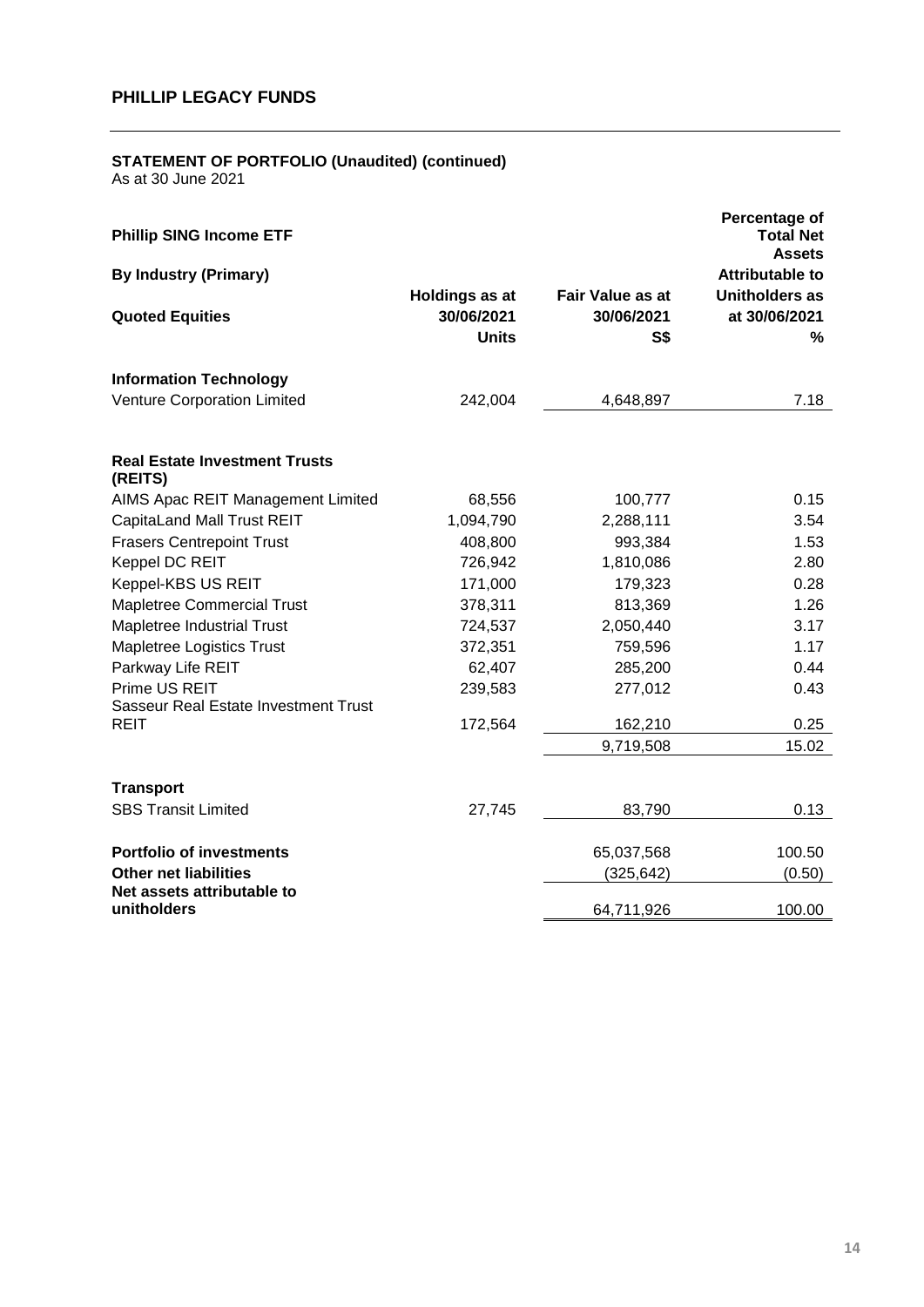## PHILLIP LEGACY FUNDS

### STATEMENT OF PORTFOLIO (Unaudited) (continued)

As at 30 June 2021

**Phillip SING Income ETF**

| By Industry (Primary) Quoted Equities | Holdings as at 30/06/2021 Units | Fair Value as at 30/06/2021 S$ | Percentage of Total Net Assets Attributable to Unitholders as at 30/06/2021 % |
|---|---|---|---|
| **Information Technology** | | | |
| Venture Corporation Limited | 242,004 | 4,648,897 | 7.18 |
| | | | |
| **Real Estate Investment Trusts (REITS)** | | | |
| AIMS Apac REIT Management Limited | 68,556 | 100,777 | 0.15 |
| CapitaLand Mall Trust REIT | 1,094,790 | 2,288,111 | 3.54 |
| Frasers Centrepoint Trust | 408,800 | 993,384 | 1.53 |
| Keppel DC REIT | 726,942 | 1,810,086 | 2.80 |
| Keppel-KBS US REIT | 171,000 | 179,323 | 0.28 |
| Mapletree Commercial Trust | 378,311 | 813,369 | 1.26 |
| Mapletree Industrial Trust | 724,537 | 2,050,440 | 3.17 |
| Mapletree Logistics Trust | 372,351 | 759,596 | 1.17 |
| Parkway Life REIT | 62,407 | 285,200 | 0.44 |
| Prime US REIT | 239,583 | 277,012 | 0.43 |
| Sasseur Real Estate Investment Trust REIT | 172,564 | 162,210 | 0.25 |
| | | 9,719,508 | 15.02 |
| | | | |
| **Transport** | | | |
| SBS Transit Limited | 27,745 | 83,790 | 0.13 |
| | | | |
| **Portfolio of investments** | | 65,037,568 | 100.50 |
| **Other net liabilities** | | (325,642) | (0.50) |
| **Net assets attributable to unitholders** | | 64,711,926 | 100.00 |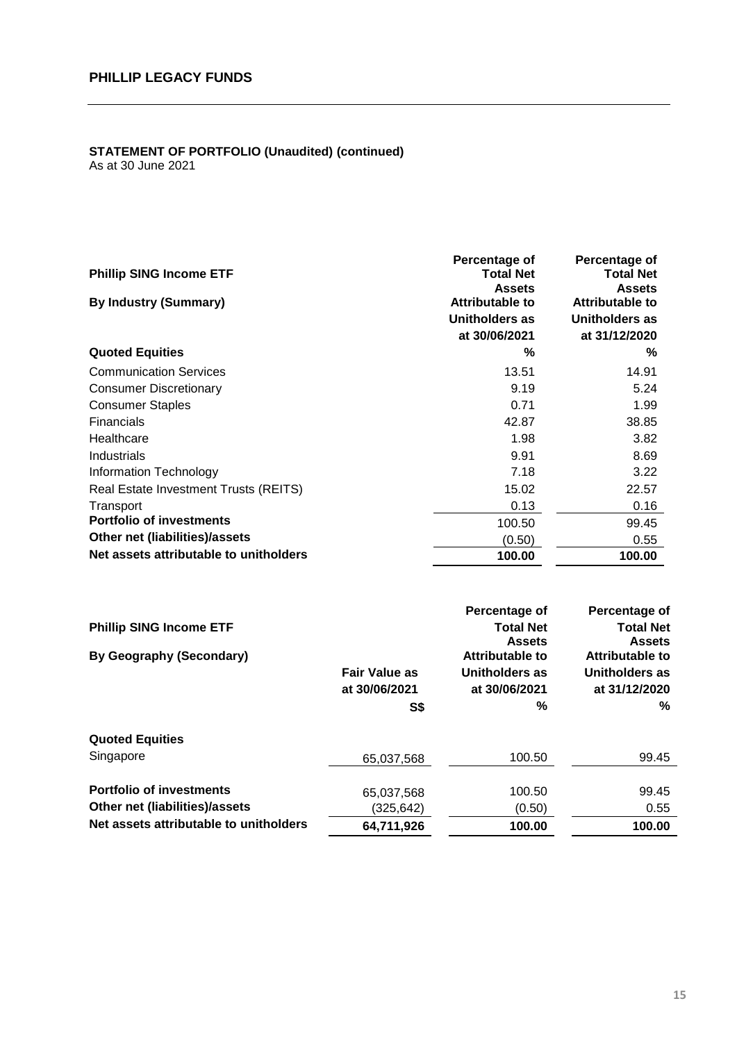**STATEMENT OF PORTFOLIO (Unaudited) (continued)**
As at 30 June 2021

| Phillip SING Income ETF<br>By Industry (Summary) | Percentage of Total Net Assets Attributable to Unitholders as at 30/06/2021 | Percentage of Total Net Assets Attributable to Unitholders as at 31/12/2020 |
|---|---|---|
| **Quoted Equities** | % | % |
| Communication Services | 13.51 | 14.91 |
| Consumer Discretionary | 9.19 | 5.24 |
| Consumer Staples | 0.71 | 1.99 |
| Financials | 42.87 | 38.85 |
| Healthcare | 1.98 | 3.82 |
| Industrials | 9.91 | 8.69 |
| Information Technology | 7.18 | 3.22 |
| Real Estate Investment Trusts (REITS) | 15.02 | 22.57 |
| Transport | 0.13 | 0.16 |
| **Portfolio of investments** | 100.50 | 99.45 |
| **Other net (liabilities)/assets** | (0.50) | 0.55 |
| **Net assets attributable to unitholders** | **100.00** | **100.00** |

| Phillip SING Income ETF<br>By Geography (Secondary) | Fair Value as at 30/06/2021 | Percentage of Total Net Assets Attributable to Unitholders as at 30/06/2021 | Percentage of Total Net Assets Attributable to Unitholders as at 31/12/2020 |
|---|---|---|---|
| | S$ | % | % |
| **Quoted Equities** | | | |
| Singapore | 65,037,568 | 100.50 | 99.45 |
| **Portfolio of investments** | 65,037,568 | 100.50 | 99.45 |
| **Other net (liabilities)/assets** | (325,642) | (0.50) | 0.55 |
| **Net assets attributable to unitholders** | **64,711,926** | **100.00** | **100.00** |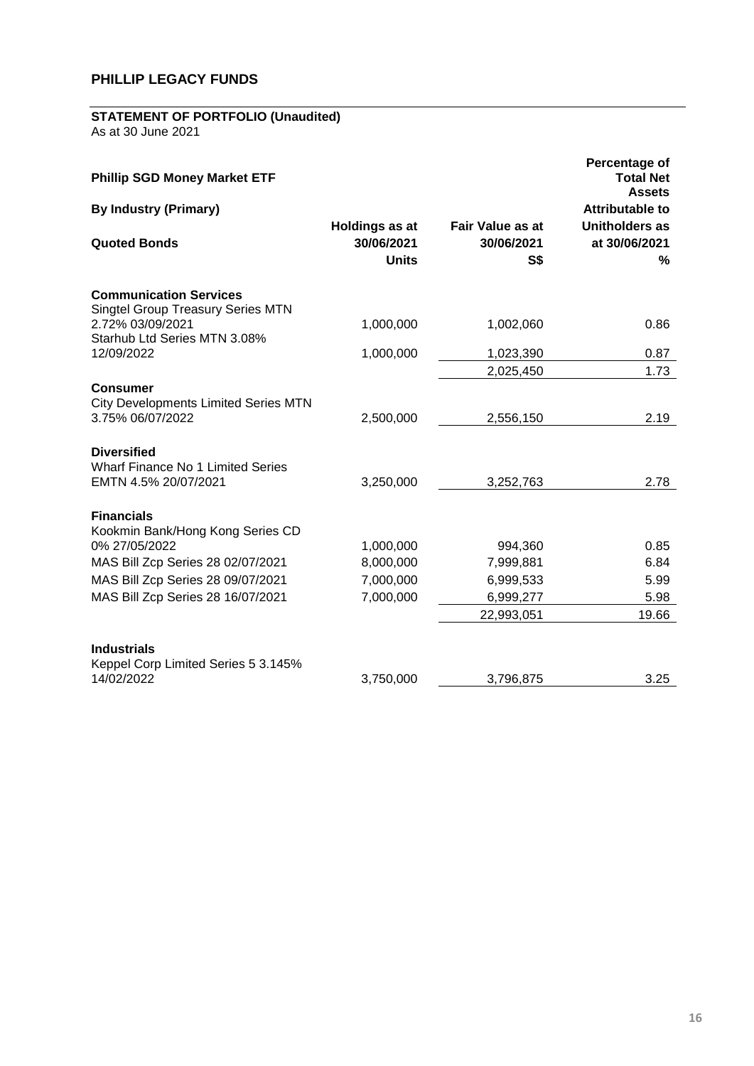## PHILLIP LEGACY FUNDS

### STATEMENT OF PORTFOLIO (Unaudited)

As at 30 June 2021

**Phillip SGD Money Market ETF**

**By Industry (Primary)**

| Quoted Bonds | Holdings as at 30/06/2021 Units | Fair Value as at 30/06/2021 S$ | Percentage of Total Net Assets Attributable to Unitholders as at 30/06/2021 % |
|---|---|---|---|
| **Communication Services** | | | |
| Singtel Group Treasury Series MTN 2.72% 03/09/2021 | 1,000,000 | 1,002,060 | 0.86 |
| Starhub Ltd Series MTN 3.08% 12/09/2022 | 1,000,000 | 1,023,390 | 0.87 |
| | | 2,025,450 | 1.73 |
| **Consumer** | | | |
| City Developments Limited Series MTN 3.75% 06/07/2022 | 2,500,000 | 2,556,150 | 2.19 |
| **Diversified** | | | |
| Wharf Finance No 1 Limited Series EMTN 4.5% 20/07/2021 | 3,250,000 | 3,252,763 | 2.78 |
| **Financials** | | | |
| Kookmin Bank/Hong Kong Series CD 0% 27/05/2022 | 1,000,000 | 994,360 | 0.85 |
| MAS Bill Zcp Series 28 02/07/2021 | 8,000,000 | 7,999,881 | 6.84 |
| MAS Bill Zcp Series 28 09/07/2021 | 7,000,000 | 6,999,533 | 5.99 |
| MAS Bill Zcp Series 28 16/07/2021 | 7,000,000 | 6,999,277 | 5.98 |
| | | 22,993,051 | 19.66 |
| **Industrials** | | | |
| Keppel Corp Limited Series 5 3.145% 14/02/2022 | 3,750,000 | 3,796,875 | 3.25 |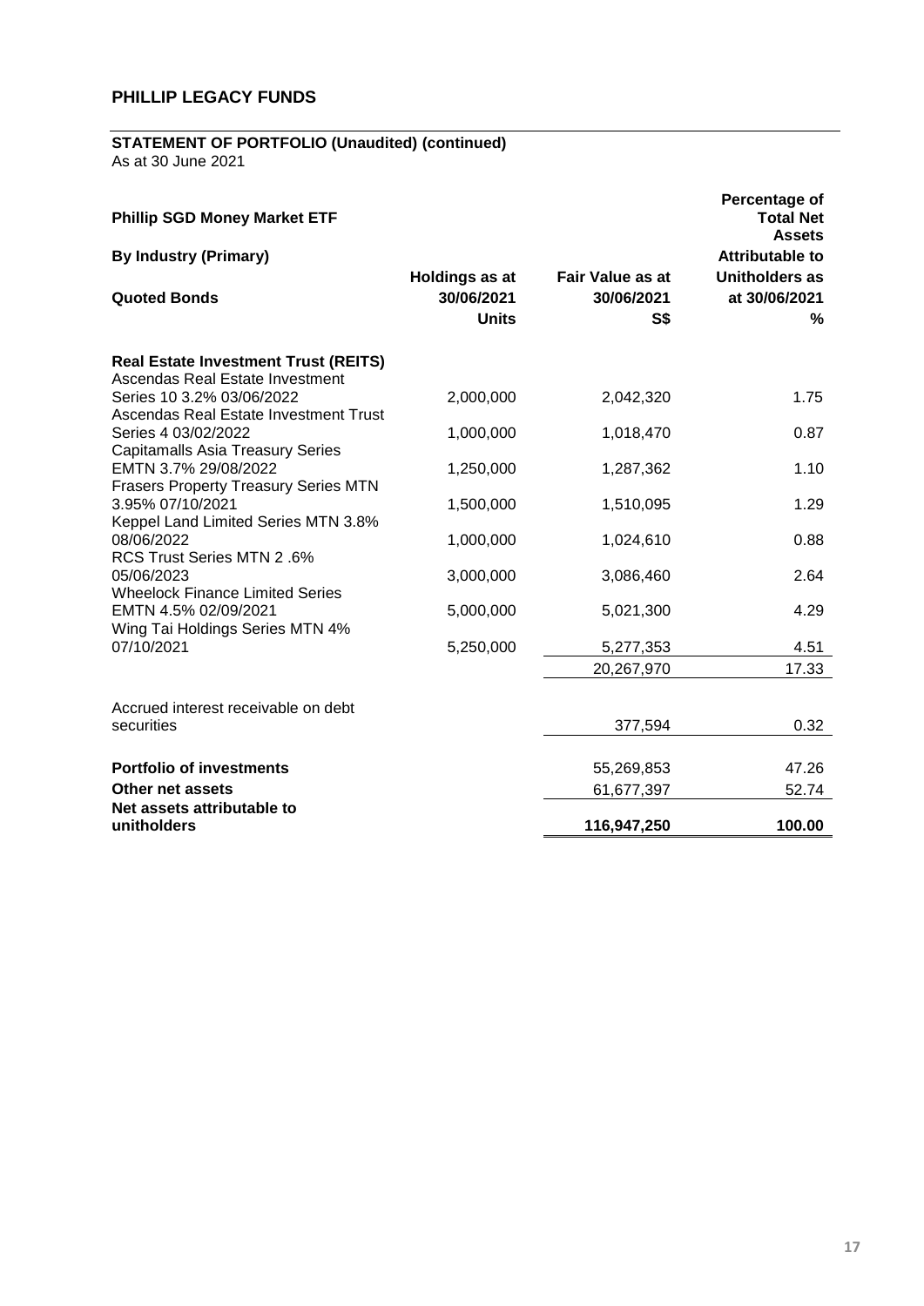## PHILLIP LEGACY FUNDS

### STATEMENT OF PORTFOLIO (Unaudited) (continued)

As at 30 June 2021

**Phillip SGD Money Market ETF**

| **By Industry (Primary)**<br><br>**Quoted Bonds** | **Holdings as at 30/06/2021**<br>**Units** | **Fair Value as at 30/06/2021**<br>**S$** | **Percentage of Total Net Assets Attributable to Unitholders as at 30/06/2021**<br>**%** |
|---|---|---|---|
| **Real Estate Investment Trust (REITS)** | | | |
| Ascendas Real Estate Investment Series 10 3.2% 03/06/2022 | 2,000,000 | 2,042,320 | 1.75 |
| Ascendas Real Estate Investment Trust Series 4 03/02/2022 | 1,000,000 | 1,018,470 | 0.87 |
| Capitamalls Asia Treasury Series EMTN 3.7% 29/08/2022 | 1,250,000 | 1,287,362 | 1.10 |
| Frasers Property Treasury Series MTN 3.95% 07/10/2021 | 1,500,000 | 1,510,095 | 1.29 |
| Keppel Land Limited Series MTN 3.8% 08/06/2022 | 1,000,000 | 1,024,610 | 0.88 |
| RCS Trust Series MTN 2 .6% 05/06/2023 | 3,000,000 | 3,086,460 | 2.64 |
| Wheelock Finance Limited Series EMTN 4.5% 02/09/2021 | 5,000,000 | 5,021,300 | 4.29 |
| Wing Tai Holdings Series MTN 4% 07/10/2021 | 5,250,000 | 5,277,353 | 4.51 |
| | | 20,267,970 | 17.33 |
| Accrued interest receivable on debt securities | | 377,594 | 0.32 |
| **Portfolio of investments** | | 55,269,853 | 47.26 |
| **Other net assets** | | 61,677,397 | 52.74 |
| **Net assets attributable to unitholders** | | **116,947,250** | **100.00** |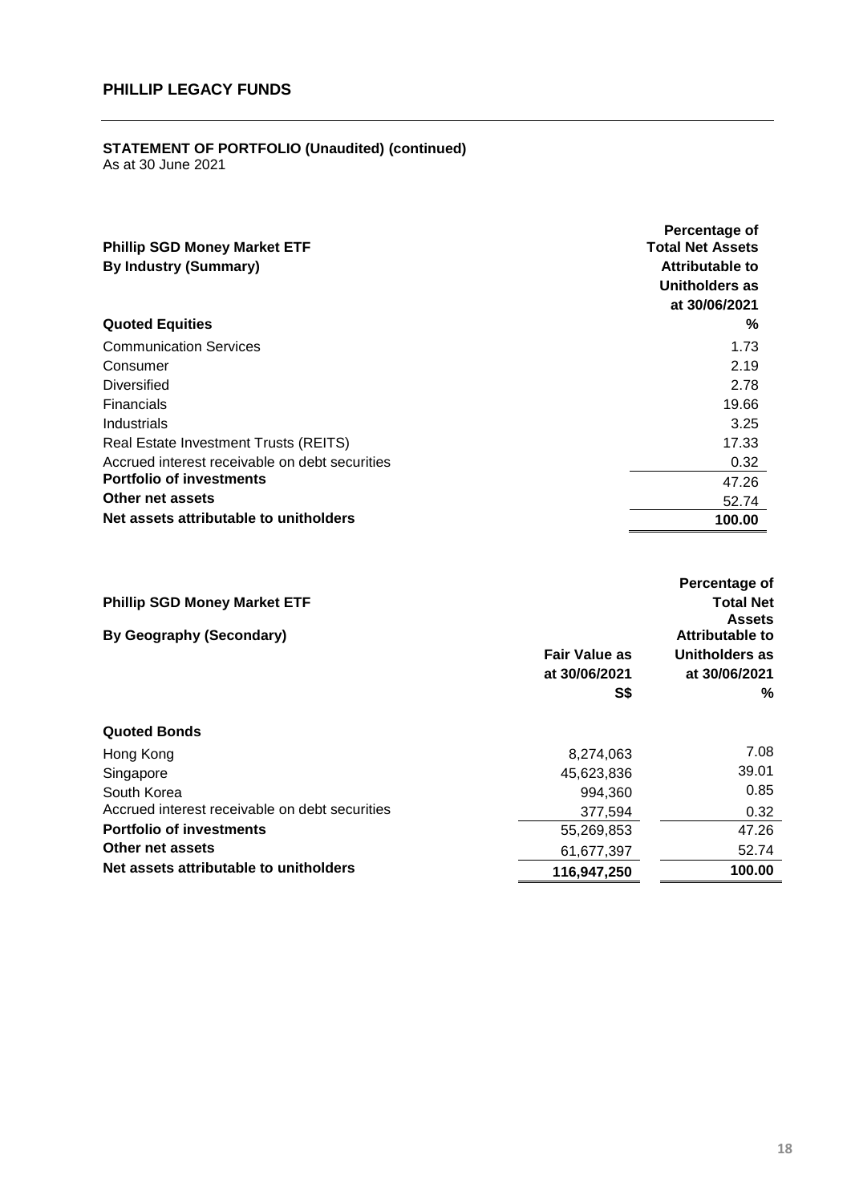## PHILLIP LEGACY FUNDS

### STATEMENT OF PORTFOLIO (Unaudited) (continued)

As at 30 June 2021

| Phillip SGD Money Market ETF<br>By Industry (Summary) | Percentage of Total Net Assets Attributable to Unitholders as at 30/06/2021 |
|---|---|
| **Quoted Equities** | **%** |
| Communication Services | 1.73 |
| Consumer | 2.19 |
| Diversified | 2.78 |
| Financials | 19.66 |
| Industrials | 3.25 |
| Real Estate Investment Trusts (REITS) | 17.33 |
| Accrued interest receivable on debt securities | 0.32 |
| **Portfolio of investments** | 47.26 |
| **Other net assets** | 52.74 |
| **Net assets attributable to unitholders** | **100.00** |

| Phillip SGD Money Market ETF<br>By Geography (Secondary) | Fair Value as at 30/06/2021 | Percentage of Total Net Assets Attributable to Unitholders as at 30/06/2021 |
|---|---|---|
| | **S$** | **%** |
| **Quoted Bonds** | | |
| Hong Kong | 8,274,063 | 7.08 |
| Singapore | 45,623,836 | 39.01 |
| South Korea | 994,360 | 0.85 |
| Accrued interest receivable on debt securities | 377,594 | 0.32 |
| **Portfolio of investments** | 55,269,853 | 47.26 |
| **Other net assets** | 61,677,397 | 52.74 |
| **Net assets attributable to unitholders** | **116,947,250** | **100.00** |